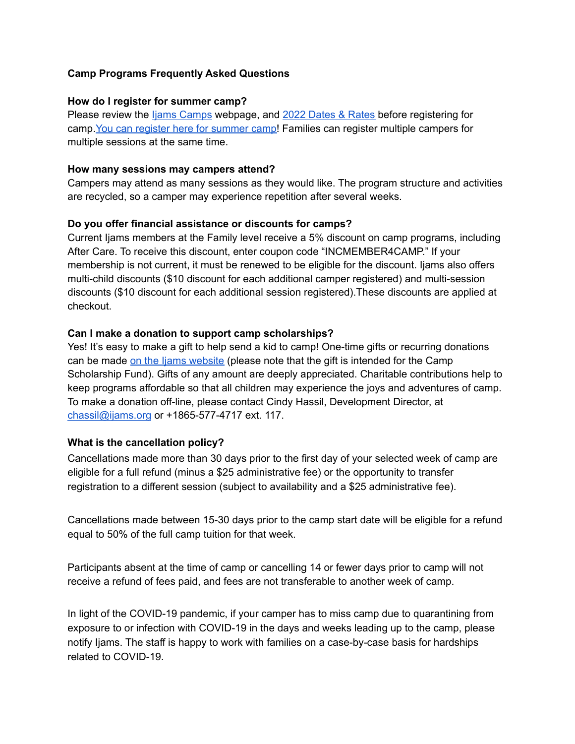# Camp Programs Frequently Asked Questions

### How do I register for summer camp?

Please review the Ijams Camps webpage, and 2022 Dates & Rates before registering for camp. You can register here for summer camp! Families can register multiple campers for multiple sessions at the same time.

### How many sessions may campers attend?

Campers may attend as many sessions as they would like. The program structure and activities are recycled, so a camper may experience repetition after several weeks.

### Do you offer financial assistance or discounts for camps?

Current Ijams members at the Family level receive a 5% discount on camp programs, including After Care. To receive this discount, enter coupon code "INCMEMBER4CAMP." If your membership is not current, it must be renewed to be eligible for the discount. Ijams also offers multi-child discounts ($10 discount for each additional camper registered) and multi-session discounts ($10 discount for each additional session registered).These discounts are applied at checkout.

### Can I make a donation to support camp scholarships?

Yes! It's easy to make a gift to help send a kid to camp! One-time gifts or recurring donations can be made on the Ijams website (please note that the gift is intended for the Camp Scholarship Fund). Gifts of any amount are deeply appreciated. Charitable contributions help to keep programs affordable so that all children may experience the joys and adventures of camp. To make a donation off-line, please contact Cindy Hassil, Development Director, at chassil@ijams.org or +1865-577-4717 ext. 117.

### What is the cancellation policy?

Cancellations made more than 30 days prior to the first day of your selected week of camp are eligible for a full refund (minus a $25 administrative fee) or the opportunity to transfer registration to a different session (subject to availability and a $25 administrative fee).

Cancellations made between 15-30 days prior to the camp start date will be eligible for a refund equal to 50% of the full camp tuition for that week.

Participants absent at the time of camp or cancelling 14 or fewer days prior to camp will not receive a refund of fees paid, and fees are not transferable to another week of camp.

In light of the COVID-19 pandemic, if your camper has to miss camp due to quarantining from exposure to or infection with COVID-19 in the days and weeks leading up to the camp, please notify Ijams. The staff is happy to work with families on a case-by-case basis for hardships related to COVID-19.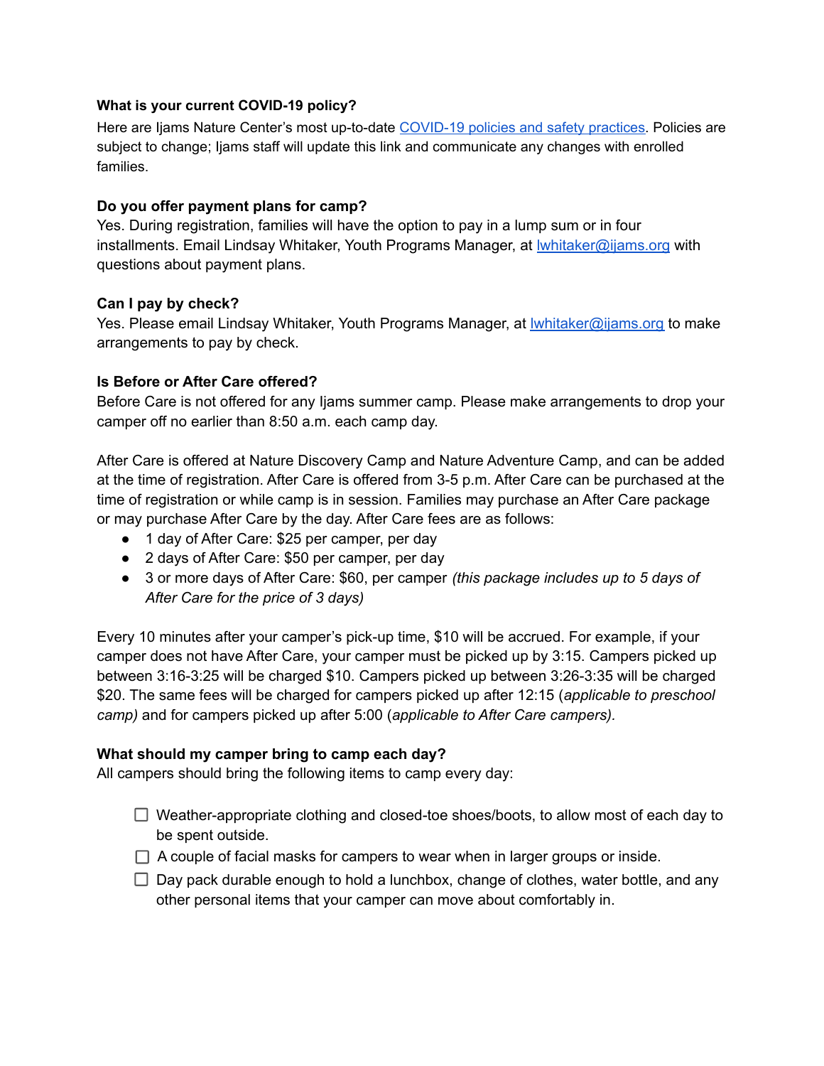**What is your current COVID-19 policy?**

Here are Ijams Nature Center's most up-to-date [COVID-19 policies and safety practices](). Policies are subject to change; Ijams staff will update this link and communicate any changes with enrolled families.

**Do you offer payment plans for camp?**

Yes. During registration, families will have the option to pay in a lump sum or in four installments. Email Lindsay Whitaker, Youth Programs Manager, at [lwhitaker@ijams.org](mailto:lwhitaker@ijams.org) with questions about payment plans.

**Can I pay by check?**

Yes. Please email Lindsay Whitaker, Youth Programs Manager, at [lwhitaker@ijams.org](mailto:lwhitaker@ijams.org) to make arrangements to pay by check.

**Is Before or After Care offered?**

Before Care is not offered for any Ijams summer camp. Please make arrangements to drop your camper off no earlier than 8:50 a.m. each camp day.

After Care is offered at Nature Discovery Camp and Nature Adventure Camp, and can be added at the time of registration. After Care is offered from 3-5 p.m. After Care can be purchased at the time of registration or while camp is in session. Families may purchase an After Care package or may purchase After Care by the day. After Care fees are as follows:

- 1 day of After Care: $25 per camper, per day
- 2 days of After Care: $50 per camper, per day
- 3 or more days of After Care: $60, per camper *(this package includes up to 5 days of After Care for the price of 3 days)*

Every 10 minutes after your camper's pick-up time, $10 will be accrued. For example, if your camper does not have After Care, your camper must be picked up by 3:15. Campers picked up between 3:16-3:25 will be charged $10. Campers picked up between 3:26-3:35 will be charged $20. The same fees will be charged for campers picked up after 12:15 (*applicable to preschool camp)* and for campers picked up after 5:00 (*applicable to After Care campers).*

**What should my camper bring to camp each day?**

All campers should bring the following items to camp every day:

- [ ] Weather-appropriate clothing and closed-toe shoes/boots, to allow most of each day to be spent outside.
- [ ] A couple of facial masks for campers to wear when in larger groups or inside.
- [ ] Day pack durable enough to hold a lunchbox, change of clothes, water bottle, and any other personal items that your camper can move about comfortably in.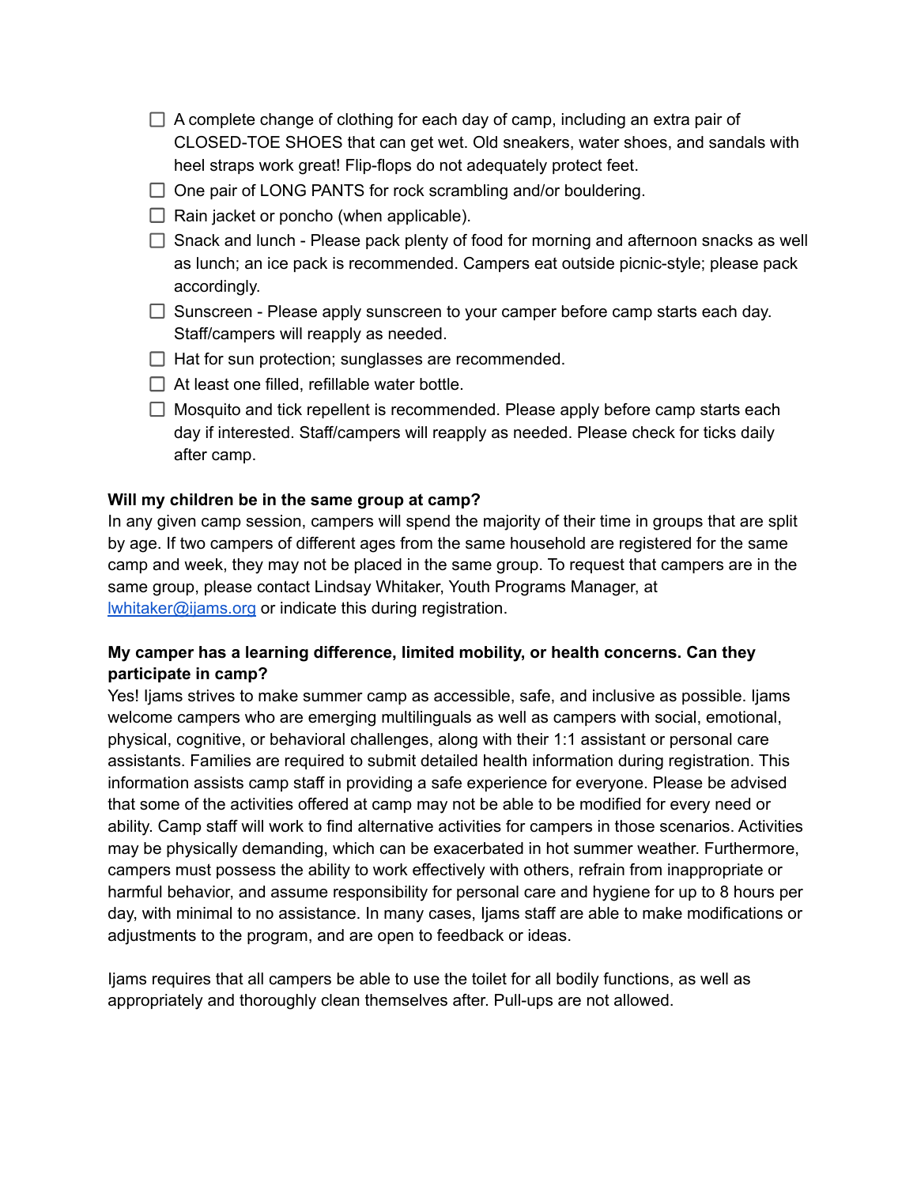- [ ] A complete change of clothing for each day of camp, including an extra pair of CLOSED-TOE SHOES that can get wet. Old sneakers, water shoes, and sandals with heel straps work great! Flip-flops do not adequately protect feet.
- [ ] One pair of LONG PANTS for rock scrambling and/or bouldering.
- [ ] Rain jacket or poncho (when applicable).
- [ ] Snack and lunch - Please pack plenty of food for morning and afternoon snacks as well as lunch; an ice pack is recommended. Campers eat outside picnic-style; please pack accordingly.
- [ ] Sunscreen - Please apply sunscreen to your camper before camp starts each day. Staff/campers will reapply as needed.
- [ ] Hat for sun protection; sunglasses are recommended.
- [ ] At least one filled, refillable water bottle.
- [ ] Mosquito and tick repellent is recommended. Please apply before camp starts each day if interested. Staff/campers will reapply as needed. Please check for ticks daily after camp.

**Will my children be in the same group at camp?**
In any given camp session, campers will spend the majority of their time in groups that are split by age. If two campers of different ages from the same household are registered for the same camp and week, they may not be placed in the same group. To request that campers are in the same group, please contact Lindsay Whitaker, Youth Programs Manager, at [lwhitaker@ijams.org](mailto:lwhitaker@ijams.org) or indicate this during registration.

**My camper has a learning difference, limited mobility, or health concerns. Can they participate in camp?**
Yes! Ijams strives to make summer camp as accessible, safe, and inclusive as possible. Ijams welcome campers who are emerging multilinguals as well as campers with social, emotional, physical, cognitive, or behavioral challenges, along with their 1:1 assistant or personal care assistants. Families are required to submit detailed health information during registration. This information assists camp staff in providing a safe experience for everyone. Please be advised that some of the activities offered at camp may not be able to be modified for every need or ability. Camp staff will work to find alternative activities for campers in those scenarios. Activities may be physically demanding, which can be exacerbated in hot summer weather. Furthermore, campers must possess the ability to work effectively with others, refrain from inappropriate or harmful behavior, and assume responsibility for personal care and hygiene for up to 8 hours per day, with minimal to no assistance. In many cases, Ijams staff are able to make modifications or adjustments to the program, and are open to feedback or ideas.

Ijams requires that all campers be able to use the toilet for all bodily functions, as well as appropriately and thoroughly clean themselves after. Pull-ups are not allowed.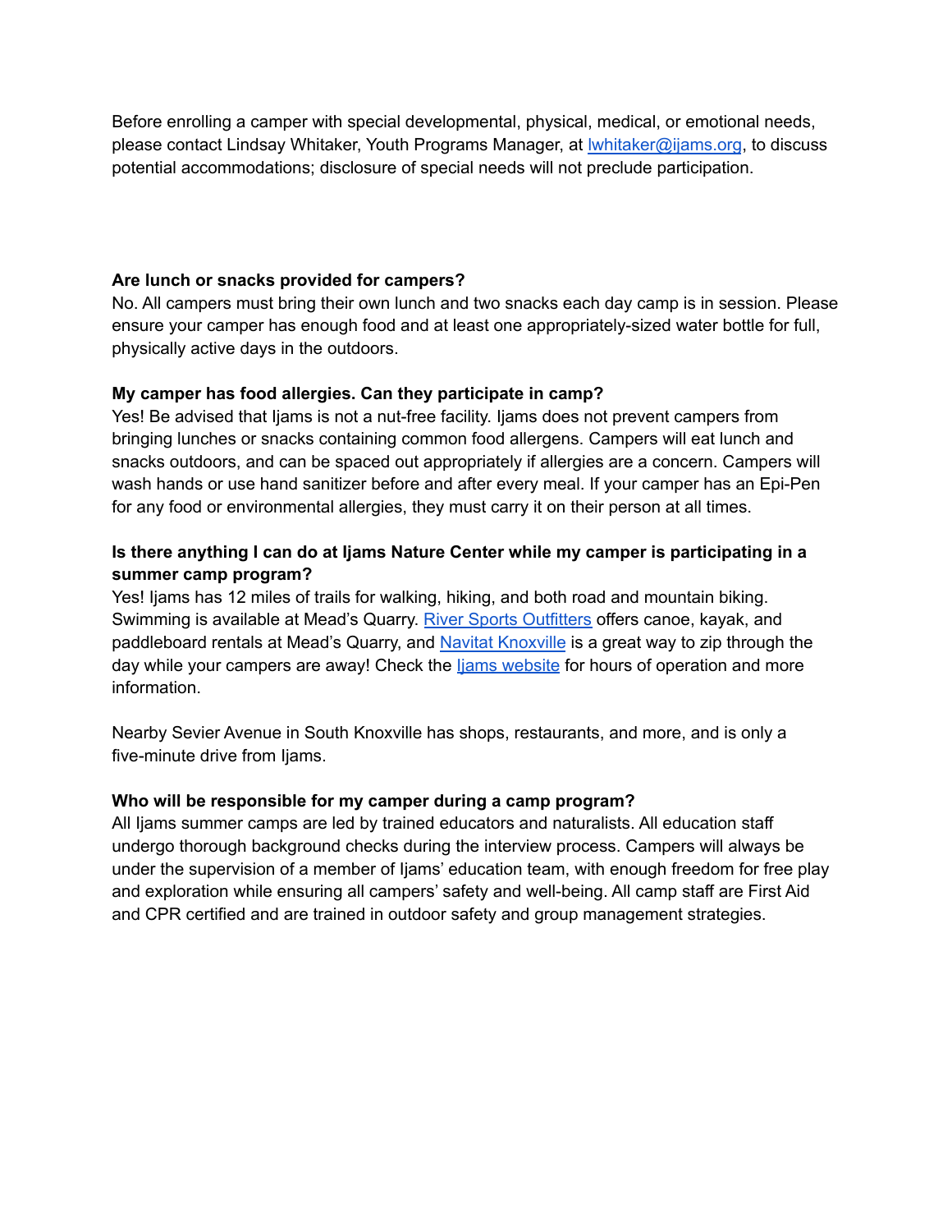Before enrolling a camper with special developmental, physical, medical, or emotional needs, please contact Lindsay Whitaker, Youth Programs Manager, at lwhitaker@ijams.org, to discuss potential accommodations; disclosure of special needs will not preclude participation.

**Are lunch or snacks provided for campers?**
No. All campers must bring their own lunch and two snacks each day camp is in session. Please ensure your camper has enough food and at least one appropriately-sized water bottle for full, physically active days in the outdoors.

**My camper has food allergies. Can they participate in camp?**
Yes! Be advised that Ijams is not a nut-free facility. Ijams does not prevent campers from bringing lunches or snacks containing common food allergens. Campers will eat lunch and snacks outdoors, and can be spaced out appropriately if allergies are a concern. Campers will wash hands or use hand sanitizer before and after every meal. If your camper has an Epi-Pen for any food or environmental allergies, they must carry it on their person at all times.

**Is there anything I can do at Ijams Nature Center while my camper is participating in a summer camp program?**
Yes! Ijams has 12 miles of trails for walking, hiking, and both road and mountain biking. Swimming is available at Mead's Quarry. River Sports Outfitters offers canoe, kayak, and paddleboard rentals at Mead's Quarry, and Navitat Knoxville is a great way to zip through the day while your campers are away! Check the Ijams website for hours of operation and more information.

Nearby Sevier Avenue in South Knoxville has shops, restaurants, and more, and is only a five-minute drive from Ijams.

**Who will be responsible for my camper during a camp program?**
All Ijams summer camps are led by trained educators and naturalists. All education staff undergo thorough background checks during the interview process. Campers will always be under the supervision of a member of Ijams' education team, with enough freedom for free play and exploration while ensuring all campers' safety and well-being. All camp staff are First Aid and CPR certified and are trained in outdoor safety and group management strategies.